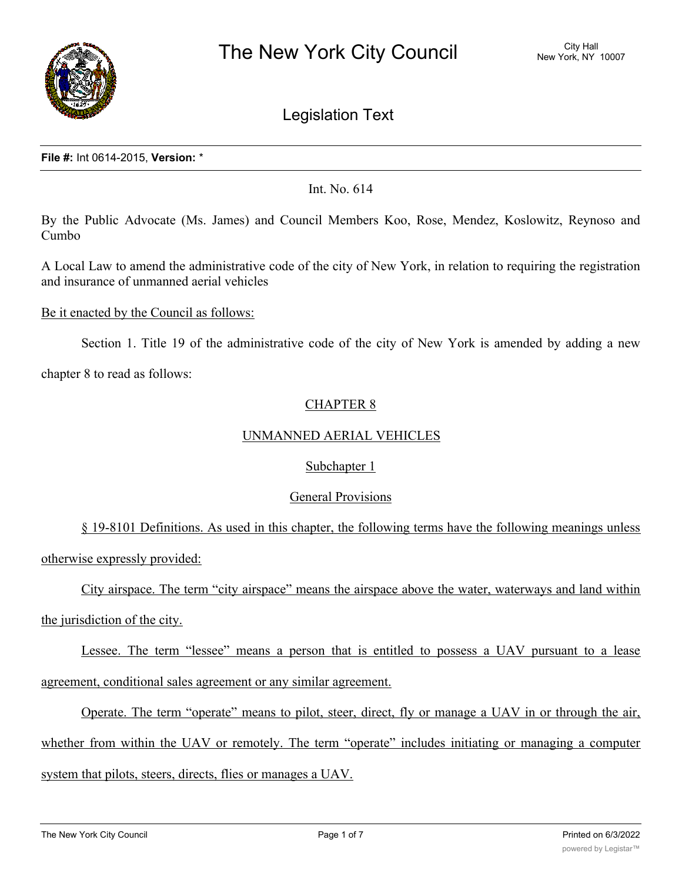# The New York City Council

City Hall
New York, NY 10007

## Legislation Text

**File #:** Int 0614-2015, **Version:** *

Int. No. 614

By the Public Advocate (Ms. James) and Council Members Koo, Rose, Mendez, Koslowitz, Reynoso and Cumbo

A Local Law to amend the administrative code of the city of New York, in relation to requiring the registration and insurance of unmanned aerial vehicles

Be it enacted by the Council as follows:

Section 1. Title 19 of the administrative code of the city of New York is amended by adding a new chapter 8 to read as follows:

CHAPTER 8

UNMANNED AERIAL VEHICLES

Subchapter 1

General Provisions

§ 19-8101 Definitions. As used in this chapter, the following terms have the following meanings unless otherwise expressly provided:

City airspace. The term "city airspace" means the airspace above the water, waterways and land within the jurisdiction of the city.

Lessee. The term "lessee" means a person that is entitled to possess a UAV pursuant to a lease agreement, conditional sales agreement or any similar agreement.

Operate. The term "operate" means to pilot, steer, direct, fly or manage a UAV in or through the air, whether from within the UAV or remotely. The term "operate" includes initiating or managing a computer system that pilots, steers, directs, flies or manages a UAV.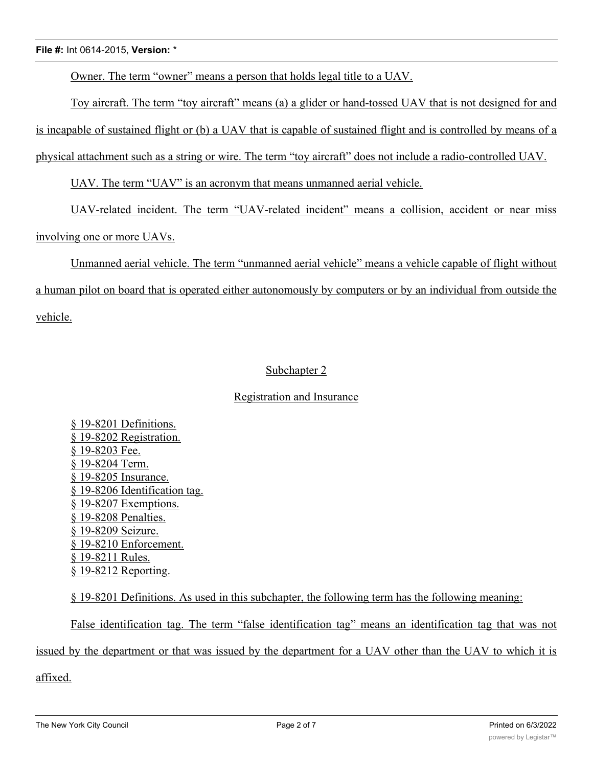Owner. The term "owner" means a person that holds legal title to a UAV.

Toy aircraft. The term "toy aircraft" means (a) a glider or hand-tossed UAV that is not designed for and is incapable of sustained flight or (b) a UAV that is capable of sustained flight and is controlled by means of a physical attachment such as a string or wire. The term "toy aircraft" does not include a radio-controlled UAV.

UAV. The term "UAV" is an acronym that means unmanned aerial vehicle.

UAV-related incident. The term "UAV-related incident" means a collision, accident or near miss involving one or more UAVs.

Unmanned aerial vehicle. The term "unmanned aerial vehicle" means a vehicle capable of flight without a human pilot on board that is operated either autonomously by computers or by an individual from outside the vehicle.

Subchapter 2

Registration and Insurance

§ 19-8201 Definitions.
§ 19-8202 Registration.
§ 19-8203 Fee.
§ 19-8204 Term.
§ 19-8205 Insurance.
§ 19-8206 Identification tag.
§ 19-8207 Exemptions.
§ 19-8208 Penalties.
§ 19-8209 Seizure.
§ 19-8210 Enforcement.
§ 19-8211 Rules.
§ 19-8212 Reporting.

§ 19-8201 Definitions. As used in this subchapter, the following term has the following meaning:

False identification tag. The term "false identification tag" means an identification tag that was not issued by the department or that was issued by the department for a UAV other than the UAV to which it is affixed.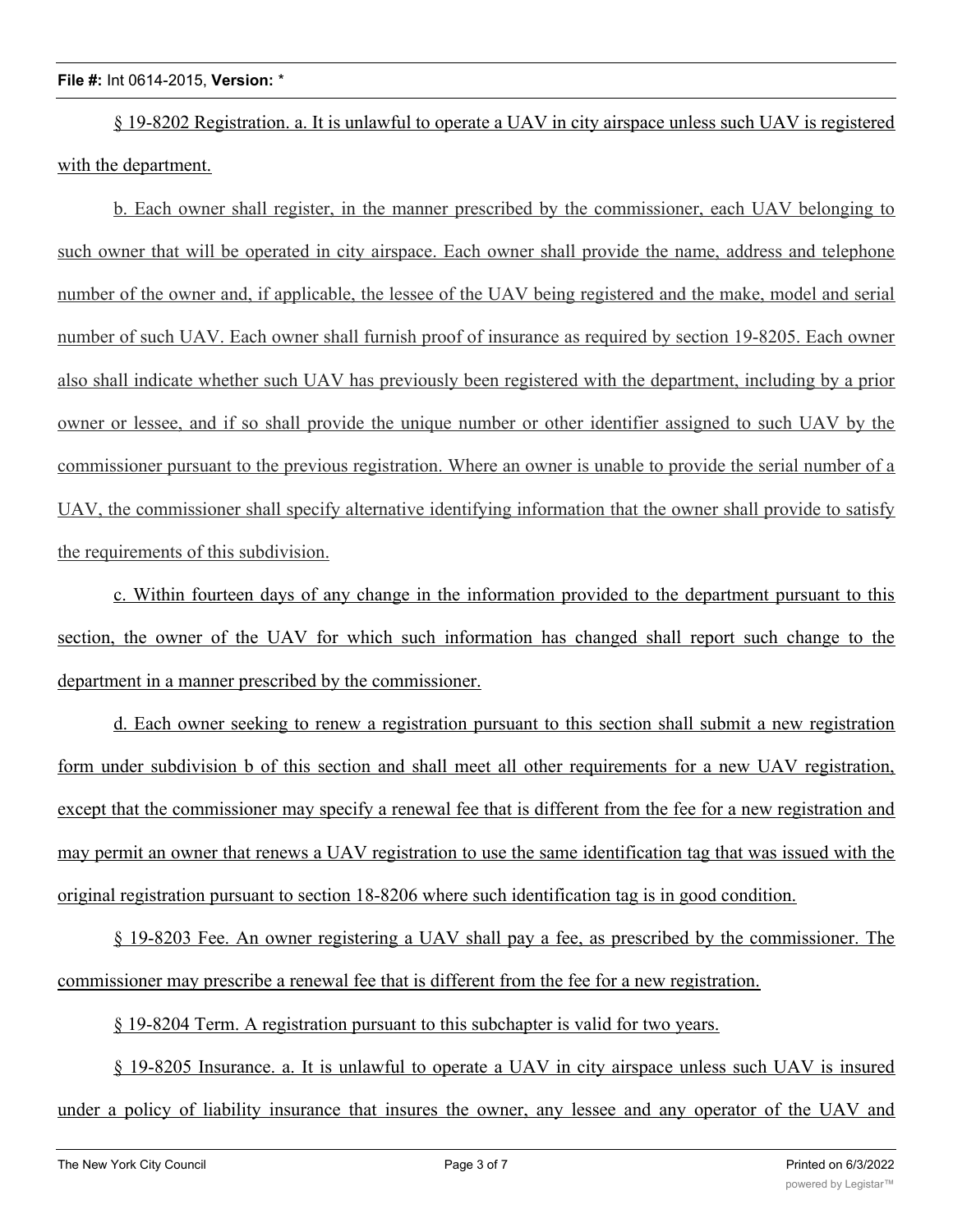§ 19-8202 Registration. a. It is unlawful to operate a UAV in city airspace unless such UAV is registered with the department.

b. Each owner shall register, in the manner prescribed by the commissioner, each UAV belonging to such owner that will be operated in city airspace. Each owner shall provide the name, address and telephone number of the owner and, if applicable, the lessee of the UAV being registered and the make, model and serial number of such UAV. Each owner shall furnish proof of insurance as required by section 19-8205. Each owner also shall indicate whether such UAV has previously been registered with the department, including by a prior owner or lessee, and if so shall provide the unique number or other identifier assigned to such UAV by the commissioner pursuant to the previous registration. Where an owner is unable to provide the serial number of a UAV, the commissioner shall specify alternative identifying information that the owner shall provide to satisfy the requirements of this subdivision.

c. Within fourteen days of any change in the information provided to the department pursuant to this section, the owner of the UAV for which such information has changed shall report such change to the department in a manner prescribed by the commissioner.

d. Each owner seeking to renew a registration pursuant to this section shall submit a new registration form under subdivision b of this section and shall meet all other requirements for a new UAV registration, except that the commissioner may specify a renewal fee that is different from the fee for a new registration and may permit an owner that renews a UAV registration to use the same identification tag that was issued with the original registration pursuant to section 18-8206 where such identification tag is in good condition.

§ 19-8203 Fee. An owner registering a UAV shall pay a fee, as prescribed by the commissioner. The commissioner may prescribe a renewal fee that is different from the fee for a new registration.

§ 19-8204 Term. A registration pursuant to this subchapter is valid for two years.

§ 19-8205 Insurance. a. It is unlawful to operate a UAV in city airspace unless such UAV is insured under a policy of liability insurance that insures the owner, any lessee and any operator of the UAV and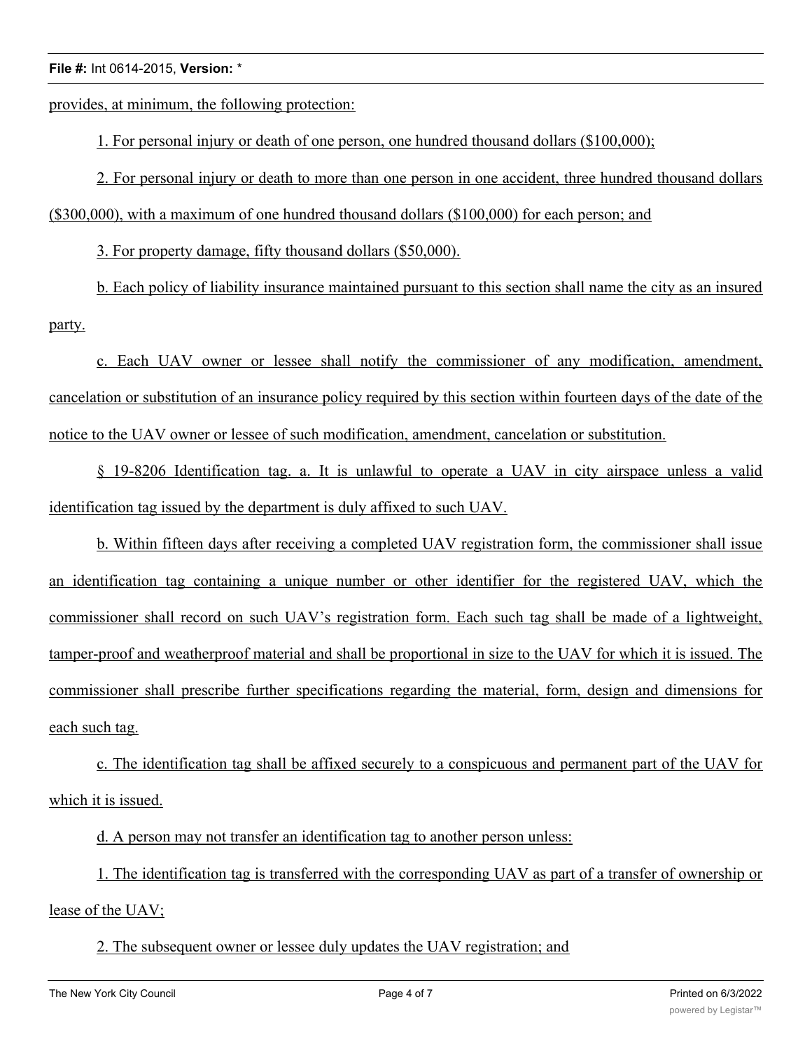provides, at minimum, the following protection:

1. For personal injury or death of one person, one hundred thousand dollars ($100,000);

2. For personal injury or death to more than one person in one accident, three hundred thousand dollars ($300,000), with a maximum of one hundred thousand dollars ($100,000) for each person; and

3. For property damage, fifty thousand dollars ($50,000).

b. Each policy of liability insurance maintained pursuant to this section shall name the city as an insured party.

c. Each UAV owner or lessee shall notify the commissioner of any modification, amendment, cancelation or substitution of an insurance policy required by this section within fourteen days of the date of the notice to the UAV owner or lessee of such modification, amendment, cancelation or substitution.

§ 19-8206 Identification tag. a. It is unlawful to operate a UAV in city airspace unless a valid identification tag issued by the department is duly affixed to such UAV.

b. Within fifteen days after receiving a completed UAV registration form, the commissioner shall issue an identification tag containing a unique number or other identifier for the registered UAV, which the commissioner shall record on such UAV's registration form. Each such tag shall be made of a lightweight, tamper-proof and weatherproof material and shall be proportional in size to the UAV for which it is issued. The commissioner shall prescribe further specifications regarding the material, form, design and dimensions for each such tag.

c. The identification tag shall be affixed securely to a conspicuous and permanent part of the UAV for which it is issued.

d. A person may not transfer an identification tag to another person unless:

1. The identification tag is transferred with the corresponding UAV as part of a transfer of ownership or lease of the UAV;

2. The subsequent owner or lessee duly updates the UAV registration; and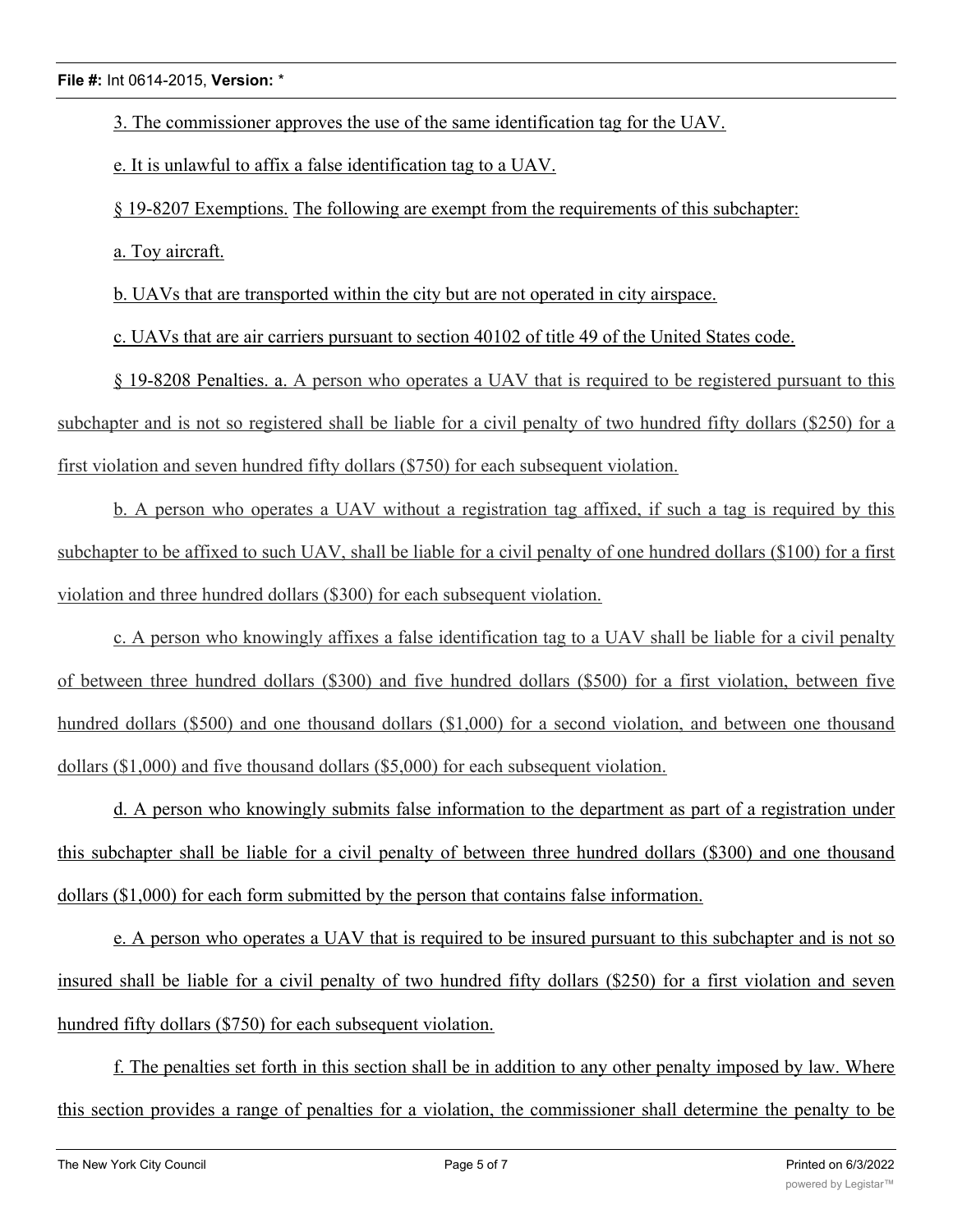3. The commissioner approves the use of the same identification tag for the UAV.

e. It is unlawful to affix a false identification tag to a UAV.

§ 19-8207 Exemptions. The following are exempt from the requirements of this subchapter:

a. Toy aircraft.

b. UAVs that are transported within the city but are not operated in city airspace.

c. UAVs that are air carriers pursuant to section 40102 of title 49 of the United States code.

§ 19-8208 Penalties. a. A person who operates a UAV that is required to be registered pursuant to this subchapter and is not so registered shall be liable for a civil penalty of two hundred fifty dollars ($250) for a first violation and seven hundred fifty dollars ($750) for each subsequent violation.

b. A person who operates a UAV without a registration tag affixed, if such a tag is required by this subchapter to be affixed to such UAV, shall be liable for a civil penalty of one hundred dollars ($100) for a first violation and three hundred dollars ($300) for each subsequent violation.

c. A person who knowingly affixes a false identification tag to a UAV shall be liable for a civil penalty of between three hundred dollars ($300) and five hundred dollars ($500) for a first violation, between five hundred dollars ($500) and one thousand dollars ($1,000) for a second violation, and between one thousand dollars ($1,000) and five thousand dollars ($5,000) for each subsequent violation.

d. A person who knowingly submits false information to the department as part of a registration under this subchapter shall be liable for a civil penalty of between three hundred dollars ($300) and one thousand dollars ($1,000) for each form submitted by the person that contains false information.

e. A person who operates a UAV that is required to be insured pursuant to this subchapter and is not so insured shall be liable for a civil penalty of two hundred fifty dollars ($250) for a first violation and seven hundred fifty dollars ($750) for each subsequent violation.

f. The penalties set forth in this section shall be in addition to any other penalty imposed by law. Where this section provides a range of penalties for a violation, the commissioner shall determine the penalty to be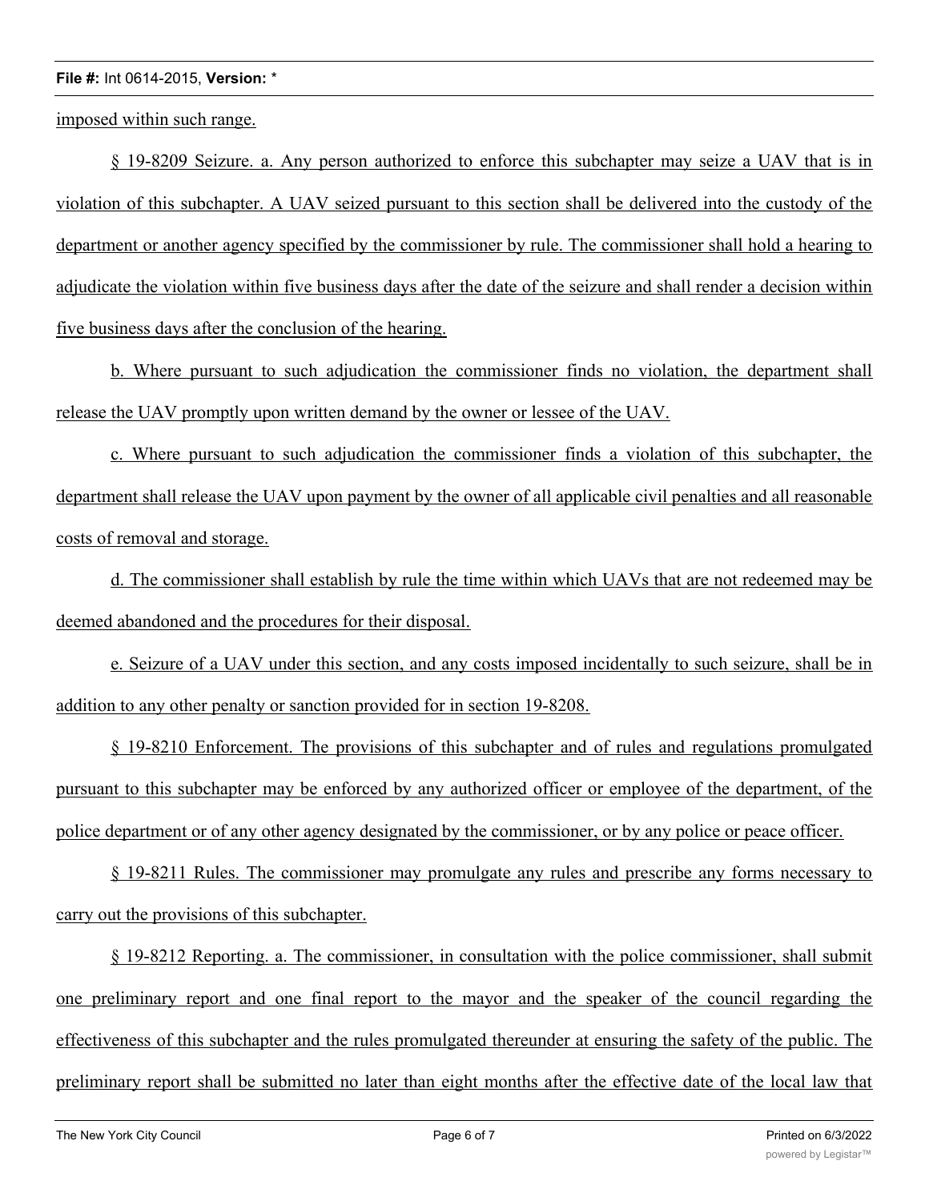imposed within such range.

§ 19-8209 Seizure. a. Any person authorized to enforce this subchapter may seize a UAV that is in violation of this subchapter. A UAV seized pursuant to this section shall be delivered into the custody of the department or another agency specified by the commissioner by rule. The commissioner shall hold a hearing to adjudicate the violation within five business days after the date of the seizure and shall render a decision within five business days after the conclusion of the hearing.

b. Where pursuant to such adjudication the commissioner finds no violation, the department shall release the UAV promptly upon written demand by the owner or lessee of the UAV.

c. Where pursuant to such adjudication the commissioner finds a violation of this subchapter, the department shall release the UAV upon payment by the owner of all applicable civil penalties and all reasonable costs of removal and storage.

d. The commissioner shall establish by rule the time within which UAVs that are not redeemed may be deemed abandoned and the procedures for their disposal.

e. Seizure of a UAV under this section, and any costs imposed incidentally to such seizure, shall be in addition to any other penalty or sanction provided for in section 19-8208.

§ 19-8210 Enforcement. The provisions of this subchapter and of rules and regulations promulgated pursuant to this subchapter may be enforced by any authorized officer or employee of the department, of the police department or of any other agency designated by the commissioner, or by any police or peace officer.

§ 19-8211 Rules. The commissioner may promulgate any rules and prescribe any forms necessary to carry out the provisions of this subchapter.

§ 19-8212 Reporting. a. The commissioner, in consultation with the police commissioner, shall submit one preliminary report and one final report to the mayor and the speaker of the council regarding the effectiveness of this subchapter and the rules promulgated thereunder at ensuring the safety of the public. The preliminary report shall be submitted no later than eight months after the effective date of the local law that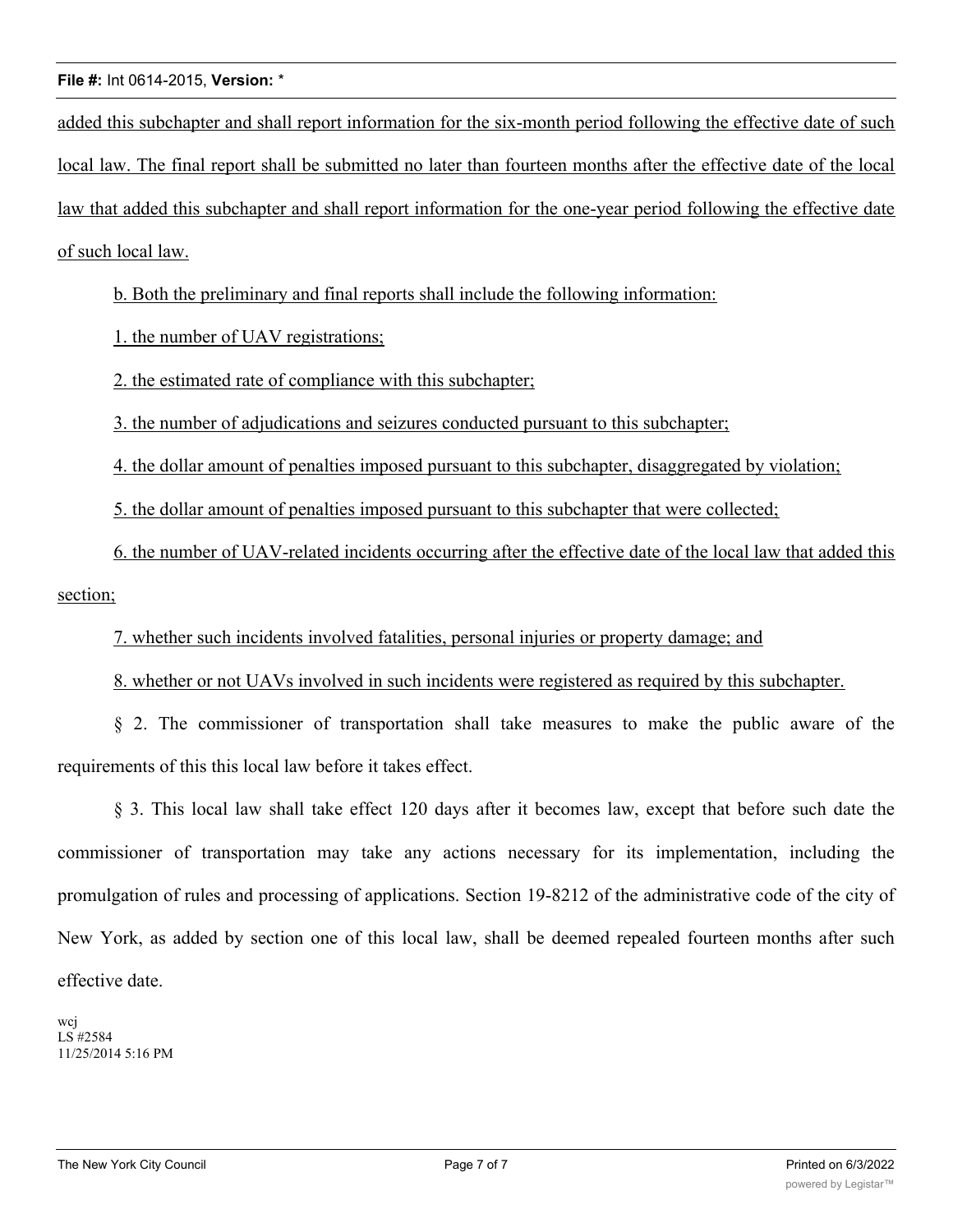added this subchapter and shall report information for the six-month period following the effective date of such local law. The final report shall be submitted no later than fourteen months after the effective date of the local law that added this subchapter and shall report information for the one-year period following the effective date of such local law.

b. Both the preliminary and final reports shall include the following information:

1. the number of UAV registrations;

2. the estimated rate of compliance with this subchapter;

3. the number of adjudications and seizures conducted pursuant to this subchapter;

4. the dollar amount of penalties imposed pursuant to this subchapter, disaggregated by violation;

5. the dollar amount of penalties imposed pursuant to this subchapter that were collected;

6. the number of UAV-related incidents occurring after the effective date of the local law that added this section;

7. whether such incidents involved fatalities, personal injuries or property damage; and

8. whether or not UAVs involved in such incidents were registered as required by this subchapter.

§ 2. The commissioner of transportation shall take measures to make the public aware of the requirements of this this local law before it takes effect.

§ 3. This local law shall take effect 120 days after it becomes law, except that before such date the commissioner of transportation may take any actions necessary for its implementation, including the promulgation of rules and processing of applications. Section 19-8212 of the administrative code of the city of New York, as added by section one of this local law, shall be deemed repealed fourteen months after such effective date.

wcj
LS #2584
11/25/2014 5:16 PM